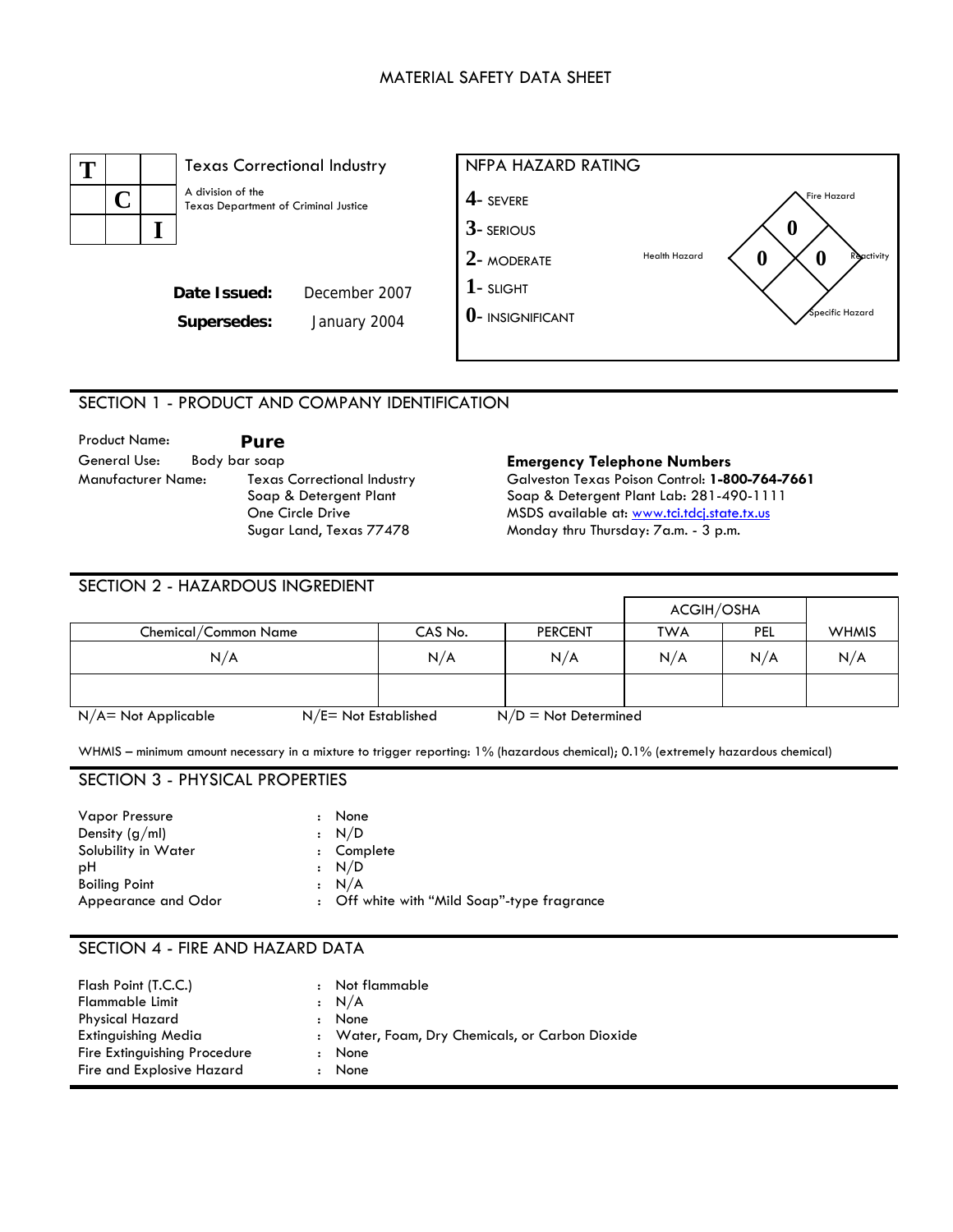# MATERIAL SAFETY DATA SHEET

**T C I**

Texas Correctional Industry

A division of the Texas Department of Criminal Justice

**Date Issued:** December 2007

**Supersedes:** January 2004

**NFPA HAZARD RATING**

- **4**- SEVERE
- **3**- SERIOUS
- **2**- MODERATE
- **1**- SLIGHT
- **0**- INSIGNIFICANT

| Fire Hazard | Health Hazard | Reactivity | Specific Hazard |
|---|---|---|---|
| 0 | 0 | 0 | |

## SECTION 1 - PRODUCT AND COMPANY IDENTIFICATION

Product Name: **Pure**

General Use: Body bar soap

Manufacturer Name: Texas Correctional Industry
Soap & Detergent Plant
One Circle Drive
Sugar Land, Texas 77478

**Emergency Telephone Numbers**

Galveston Texas Poison Control: **1-800-764-7661**

Soap & Detergent Plant Lab: 281-490-1111

MSDS available at: [www.tci.tdcj.state.tx.us](http://www.tci.tdcj.state.tx.us)

Monday thru Thursday: 7a.m. - 3 p.m.

## SECTION 2 - HAZARDOUS INGREDIENT

| | | | ACGIH/OSHA | | |
|---|---|---|---|---|---|
| Chemical/Common Name | CAS No. | PERCENT | TWA | PEL | WHMIS |
| N/A | N/A | N/A | N/A | N/A | N/A |
| | | | | | |

N/A= Not Applicable N/E= Not Established N/D = Not Determined

WHMIS – minimum amount necessary in a mixture to trigger reporting: 1% (hazardous chemical); 0.1% (extremely hazardous chemical)

## SECTION 3 - PHYSICAL PROPERTIES

| | | |
|---|---|---|
| Vapor Pressure | : | None |
| Density (g/ml) | : | N/D |
| Solubility in Water | : | Complete |
| pH | : | N/D |
| Boiling Point | : | N/A |
| Appearance and Odor | : | Off white with "Mild Soap"-type fragrance |

## SECTION 4 - FIRE AND HAZARD DATA

| | | |
|---|---|---|
| Flash Point (T.C.C.) | : | Not flammable |
| Flammable Limit | : | N/A |
| Physical Hazard | : | None |
| Extinguishing Media | : | Water, Foam, Dry Chemicals, or Carbon Dioxide |
| Fire Extinguishing Procedure | : | None |
| Fire and Explosive Hazard | : | None |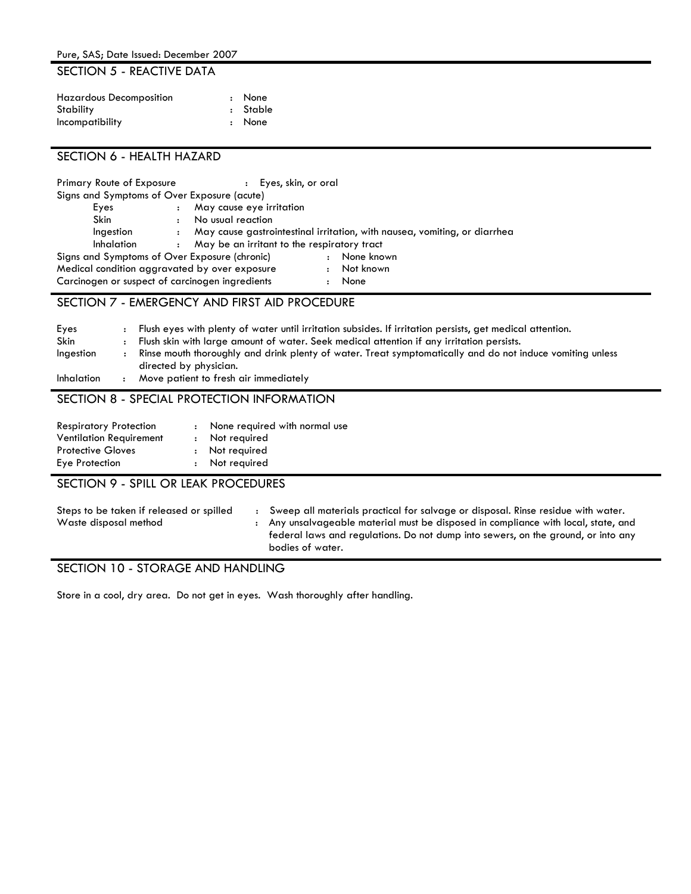## SECTION 5 - REACTIVE DATA

| | | |
|---|---|---|
| Hazardous Decomposition | : | None |
| Stability | : | Stable |
| Incompatibility | : | None |

## SECTION 6 - HEALTH HAZARD

Primary Route of Exposure : Eyes, skin, or oral

Signs and Symptoms of Over Exposure (acute)

| | | |
|---|---|---|
| Eyes | : | May cause eye irritation |
| Skin | : | No usual reaction |
| Ingestion | : | May cause gastrointestinal irritation, with nausea, vomiting, or diarrhea |
| Inhalation | : | May be an irritant to the respiratory tract |

| | | |
|---|---|---|
| Signs and Symptoms of Over Exposure (chronic) | : | None known |
| Medical condition aggravated by over exposure | : | Not known |
| Carcinogen or suspect of carcinogen ingredients | : | None |

## SECTION 7 - EMERGENCY AND FIRST AID PROCEDURE

| | | |
|---|---|---|
| Eyes | : | Flush eyes with plenty of water until irritation subsides. If irritation persists, get medical attention. |
| Skin | : | Flush skin with large amount of water. Seek medical attention if any irritation persists. |
| Ingestion | : | Rinse mouth thoroughly and drink plenty of water. Treat symptomatically and do not induce vomiting unless directed by physician. |
| Inhalation | : | Move patient to fresh air immediately |

## SECTION 8 - SPECIAL PROTECTION INFORMATION

| | | |
|---|---|---|
| Respiratory Protection | : | None required with normal use |
| Ventilation Requirement | : | Not required |
| Protective Gloves | : | Not required |
| Eye Protection | : | Not required |

## SECTION 9 - SPILL OR LEAK PROCEDURES

| | | |
|---|---|---|
| Steps to be taken if released or spilled | : | Sweep all materials practical for salvage or disposal. Rinse residue with water. |
| Waste disposal method | : | Any unsalvageable material must be disposed in compliance with local, state, and federal laws and regulations. Do not dump into sewers, on the ground, or into any bodies of water. |

## SECTION 10 - STORAGE AND HANDLING

Store in a cool, dry area. Do not get in eyes. Wash thoroughly after handling.